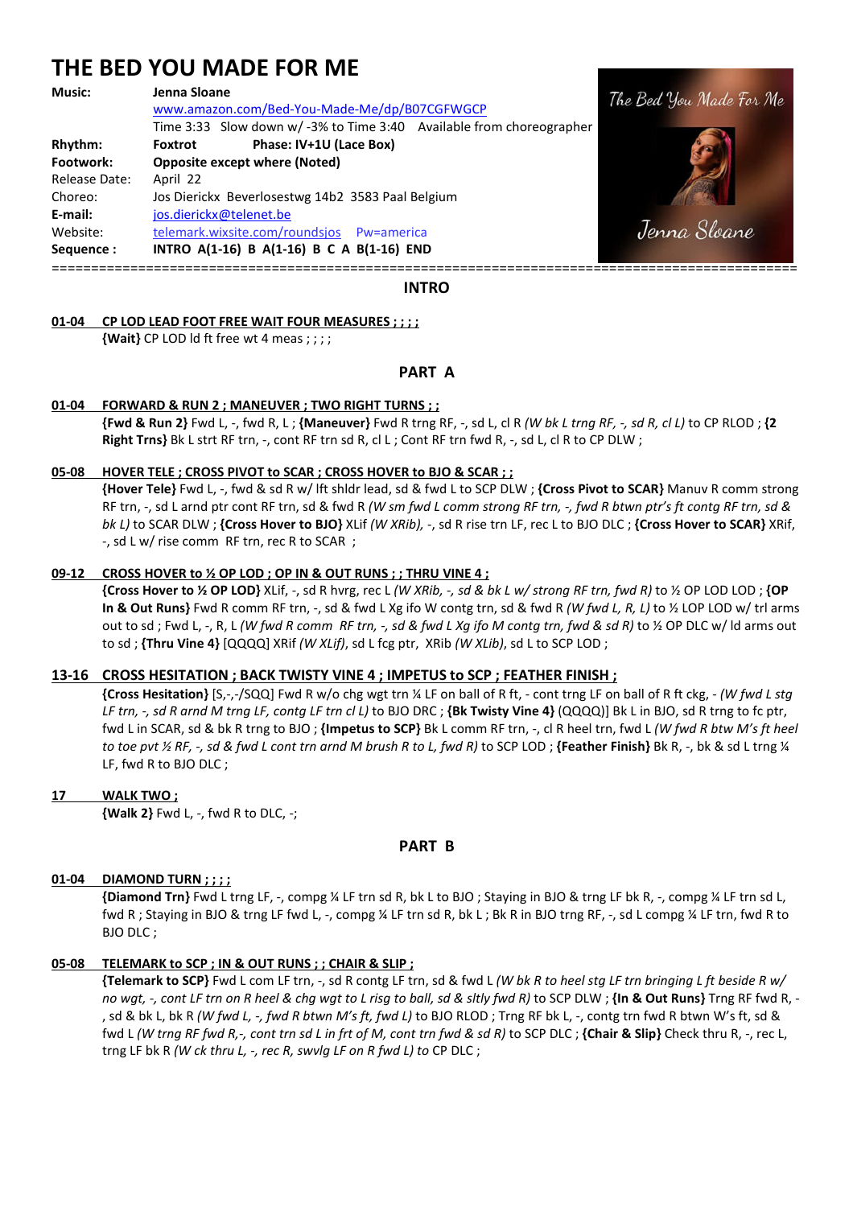# THE BED YOU MADE FOR ME

**Music:** **Jenna Sloane**
www.amazon.com/Bed-You-Made-Me/dp/B07CGFWGCP
Time 3:33 Slow down w/ -3% to Time 3:40 Available from choreographer

**Rhythm:** **Foxtrot** **Phase: IV+1U (Lace Box)**

**Footwork:** **Opposite except where (Noted)**

Release Date: April 22

Choreo: Jos Dierickx Beverlosestwg 14b2 3583 Paal Belgium

**E-mail:** jos.dierickx@telenet.be

Website: telemark.wixsite.com/roundsjos Pw=america

**Sequence :** **INTRO A(1-16) B A(1-16) B C A B(1-16) END**

## INTRO

**01-04 CP LOD LEAD FOOT FREE WAIT FOUR MEASURES ; ; ; ;**
**{Wait}** CP LOD ld ft free wt 4 meas ; ; ; ;

## PART A

**01-04 FORWARD & RUN 2 ; MANEUVER ; TWO RIGHT TURNS ; ;**
**{Fwd & Run 2}** Fwd L, -, fwd R, L ; **{Maneuver}** Fwd R trng RF, -, sd L, cl R *(W bk L trng RF, -, sd R, cl L)* to CP RLOD ; **{2 Right Trns}** Bk L strt RF trn, -, cont RF trn sd R, cl L ; Cont RF trn fwd R, -, sd L, cl R to CP DLW ;

**05-08 HOVER TELE ; CROSS PIVOT to SCAR ; CROSS HOVER to BJO & SCAR ; ;**
**{Hover Tele}** Fwd L, -, fwd & sd R w/ lft shldr lead, sd & fwd L to SCP DLW ; **{Cross Pivot to SCAR}** Manuv R comm strong RF trn, -, sd L arnd ptr cont RF trn, sd & fwd R *(W sm fwd L comm strong RF trn, -, fwd R btwn ptr's ft contg RF trn, sd & bk L)* to SCAR DLW ; **{Cross Hover to BJO}** XLif *(W XRib)*, -, sd R rise trn LF, rec L to BJO DLC ; **{Cross Hover to SCAR}** XRif, -, sd L w/ rise comm RF trn, rec R to SCAR ;

**09-12 CROSS HOVER to ½ OP LOD ; OP IN & OUT RUNS ; ; THRU VINE 4 ;**
**{Cross Hover to ½ OP LOD}** XLif, -, sd R hvrg, rec L *(W XRib, -, sd & bk L w/ strong RF trn, fwd R)* to ½ OP LOD LOD ; **{OP In & Out Runs}** Fwd R comm RF trn, -, sd & fwd L Xg ifo W contg trn, sd & fwd R *(W fwd L, R, L)* to ½ LOP LOD w/ trl arms out to sd ; Fwd L, -, R, L *(W fwd R comm RF trn, -, sd & fwd L Xg ifo M contg trn, fwd & sd R)* to ½ OP DLC w/ ld arms out to sd ; **{Thru Vine 4}** [QQQQ] XRif *(W XLif)*, sd L fcg ptr, XRib *(W XLib)*, sd L to SCP LOD ;

**13-16 CROSS HESITATION ; BACK TWISTY VINE 4 ; IMPETUS to SCP ; FEATHER FINISH ;**
**{Cross Hesitation}** [S,-,-/SQQ] Fwd R w/o chg wgt trn ¼ LF on ball of R ft, - cont trng LF on ball of R ft ckg, - *(W fwd L stg LF trn, -, sd R arnd M trng LF, contg LF trn cl L)* to BJO DRC ; **{Bk Twisty Vine 4}** (QQQQ)] Bk L in BJO, sd R trng to fc ptr, fwd L in SCAR, sd & bk R trng to BJO ; **{Impetus to SCP}** Bk L comm RF trn, -, cl R heel trn, fwd L *(W fwd R btw M's ft heel to toe pvt ½ RF, -, sd & fwd L cont trn arnd M brush R to L, fwd R)* to SCP LOD ; **{Feather Finish}** Bk R, -, bk & sd L trng ¼ LF, fwd R to BJO DLC ;

**17 WALK TWO ;**
**{Walk 2}** Fwd L, -, fwd R to DLC, -;

## PART B

**01-04 DIAMOND TURN ; ; ; ;**
**{Diamond Trn}** Fwd L trng LF, -, compg ¼ LF trn sd R, bk L to BJO ; Staying in BJO & trng LF bk R, -, compg ¼ LF trn sd L, fwd R ; Staying in BJO & trng LF fwd L, -, compg ¼ LF trn sd R, bk L ; Bk R in BJO trng RF, -, sd L compg ¼ LF trn, fwd R to BJO DLC ;

**05-08 TELEMARK to SCP ; IN & OUT RUNS ; ; CHAIR & SLIP ;**
**{Telemark to SCP}** Fwd L com LF trn, -, sd R contg LF trn, sd & fwd L *(W bk R to heel stg LF trn bringing L ft beside R w/ no wgt, -, cont LF trn on R heel & chg wgt to L risg to ball, sd & sltly fwd R)* to SCP DLW ; **{In & Out Runs}** Trng RF fwd R, -, sd & bk L, bk R *(W fwd L, -, fwd R btwn M's ft, fwd L)* to BJO RLOD ; Trng RF bk L, -, contg trn fwd R btwn W's ft, sd & fwd L *(W trng RF fwd R,-, cont trn sd L in frt of M, cont trn fwd & sd R)* to SCP DLC ; **{Chair & Slip}** Check thru R, -, rec L, trng LF bk R *(W ck thru L, -, rec R, swvlg LF on R fwd L) to* CP DLC ;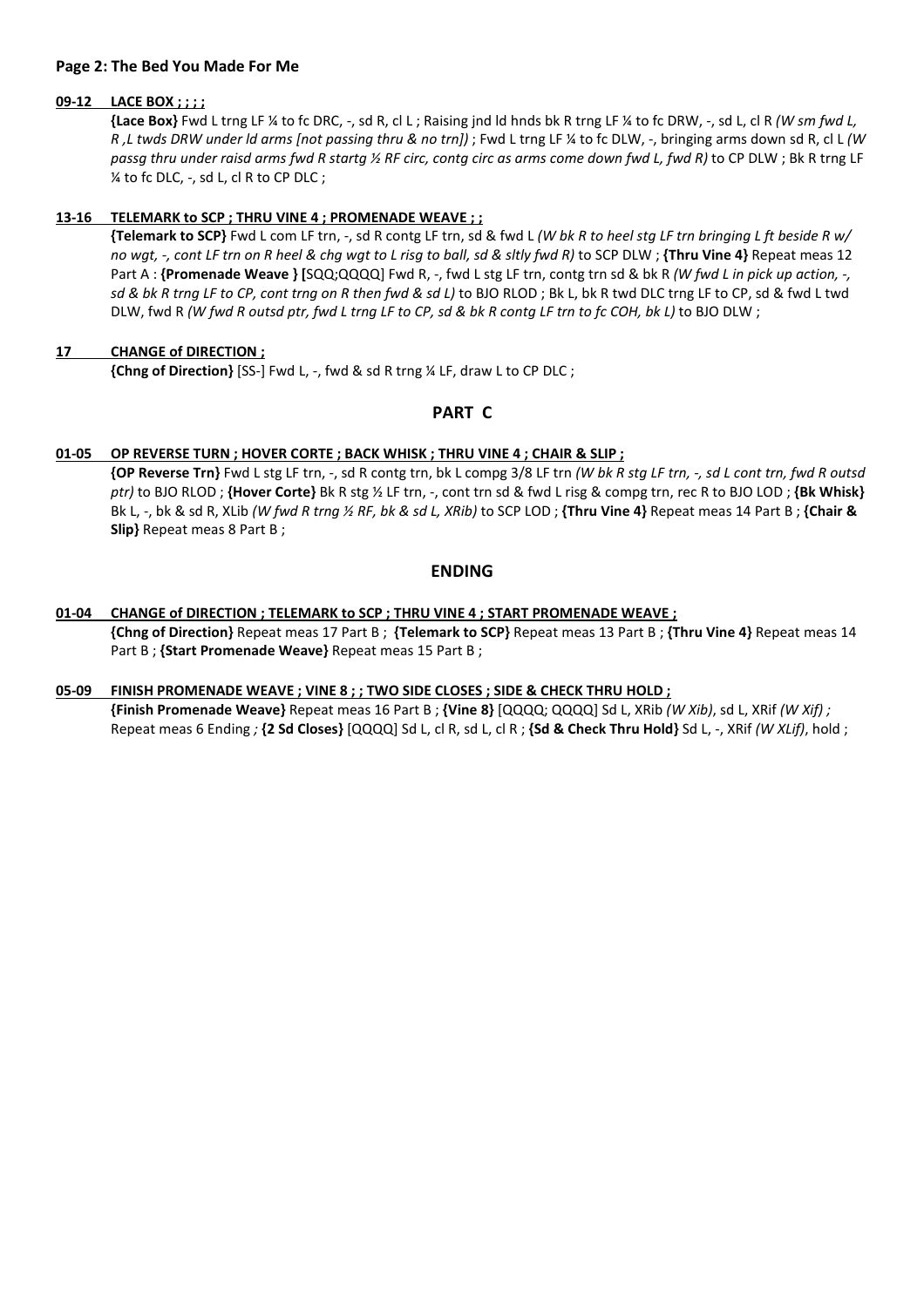**Page 2: The Bed You Made For Me**

**09-12 LACE BOX ; ; ; ;**

**{Lace Box}** Fwd L trng LF ¼ to fc DRC, -, sd R, cl L ; Raising jnd ld hnds bk R trng LF ¼ to fc DRW, -, sd L, cl R *(W sm fwd L, R ,L twds DRW under ld arms [not passing thru & no trn])* ; Fwd L trng LF ¼ to fc DLW, -, bringing arms down sd R, cl L *(W passg thru under raisd arms fwd R startg ½ RF circ, contg circ as arms come down fwd L, fwd R)* to CP DLW ; Bk R trng LF ¼ to fc DLC, -, sd L, cl R to CP DLC ;

**13-16 TELEMARK to SCP ; THRU VINE 4 ; PROMENADE WEAVE ; ;**

**{Telemark to SCP}** Fwd L com LF trn, -, sd R contg LF trn, sd & fwd L *(W bk R to heel stg LF trn bringing L ft beside R w/ no wgt, -, cont LF trn on R heel & chg wgt to L risg to ball, sd & sltly fwd R)* to SCP DLW ; **{Thru Vine 4}** Repeat meas 12 Part A : **{Promenade Weave } [**SQQ;QQQQ] Fwd R, -, fwd L stg LF trn, contg trn sd & bk R *(W fwd L in pick up action, -, sd & bk R trng LF to CP, cont trng on R then fwd & sd L)* to BJO RLOD ; Bk L, bk R twd DLC trng LF to CP, sd & fwd L twd DLW, fwd R *(W fwd R outsd ptr, fwd L trng LF to CP, sd & bk R contg LF trn to fc COH, bk L)* to BJO DLW ;

**17 CHANGE of DIRECTION ;**

**{Chng of Direction}** [SS-] Fwd L, -, fwd & sd R trng ¼ LF, draw L to CP DLC ;

## PART C

**01-05 OP REVERSE TURN ; HOVER CORTE ; BACK WHISK ; THRU VINE 4 ; CHAIR & SLIP ;**

**{OP Reverse Trn}** Fwd L stg LF trn, -, sd R contg trn, bk L compg 3/8 LF trn *(W bk R stg LF trn, -, sd L cont trn, fwd R outsd ptr)* to BJO RLOD ; **{Hover Corte}** Bk R stg ½ LF trn, -, cont trn sd & fwd L risg & compg trn, rec R to BJO LOD ; **{Bk Whisk}** Bk L, -, bk & sd R, XLib *(W fwd R trng ½ RF, bk & sd L, XRib)* to SCP LOD ; **{Thru Vine 4}** Repeat meas 14 Part B ; **{Chair & Slip}** Repeat meas 8 Part B ;

## ENDING

**01-04 CHANGE of DIRECTION ; TELEMARK to SCP ; THRU VINE 4 ; START PROMENADE WEAVE ;**

**{Chng of Direction}** Repeat meas 17 Part B ; **{Telemark to SCP}** Repeat meas 13 Part B ; **{Thru Vine 4}** Repeat meas 14 Part B ; **{Start Promenade Weave}** Repeat meas 15 Part B ;

**05-09 FINISH PROMENADE WEAVE ; VINE 8 ; ; TWO SIDE CLOSES ; SIDE & CHECK THRU HOLD ;**

**{Finish Promenade Weave}** Repeat meas 16 Part B ; **{Vine 8}** [QQQQ; QQQQ] Sd L, XRib *(W Xib)*, sd L, XRif *(W Xif) ;* Repeat meas 6 Ending *;* **{2 Sd Closes}** [QQQQ] Sd L, cl R, sd L, cl R ; **{Sd & Check Thru Hold}** Sd L, -, XRif *(W XLif)*, hold ;